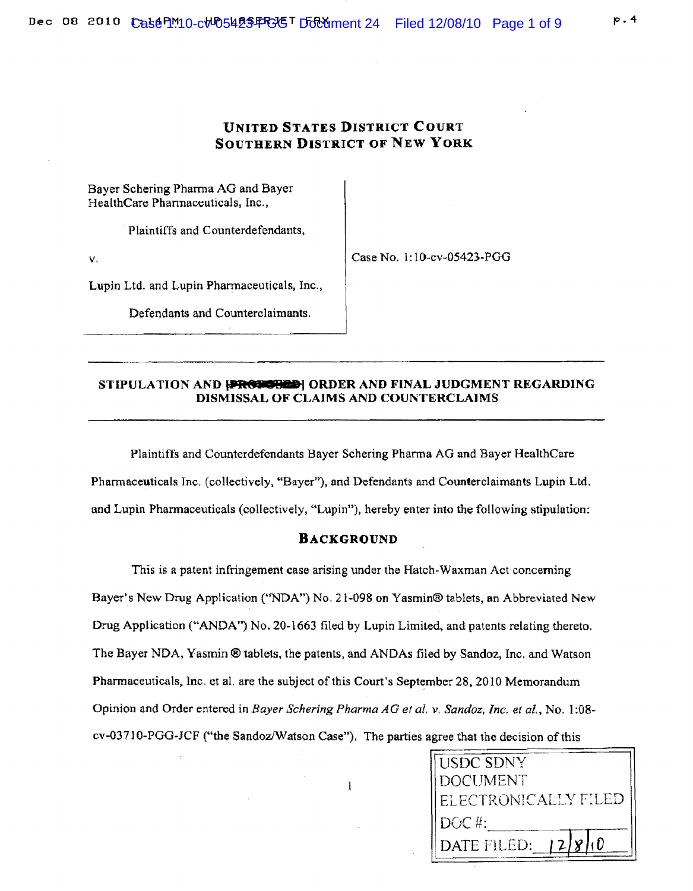# UNITED STATES DISTRICT COURT
# SOUTHERN DISTRICT OF NEW YORK

Bayer Schering Pharma AG and Bayer HealthCare Pharmaceuticals, Inc.,

Plaintiffs and Counterdefendants,

v.

Lupin Ltd. and Lupin Pharmaceuticals, Inc.,

Defendants and Counterclaimants.

Case No. 1:10-cv-05423-PGG

## STIPULATION AND [PROPOSED] ORDER AND FINAL JUDGMENT REGARDING DISMISSAL OF CLAIMS AND COUNTERCLAIMS

Plaintiffs and Counterdefendants Bayer Schering Pharma AG and Bayer HealthCare Pharmaceuticals Inc. (collectively, "Bayer"), and Defendants and Counterclaimants Lupin Ltd. and Lupin Pharmaceuticals (collectively, "Lupin"), hereby enter into the following stipulation:

## BACKGROUND

This is a patent infringement case arising under the Hatch-Waxman Act concerning Bayer's New Drug Application ("NDA") No. 21-098 on Yasmin® tablets, an Abbreviated New Drug Application ("ANDA") No. 20-1663 filed by Lupin Limited, and patents relating thereto. The Bayer NDA, Yasmin ® tablets, the patents, and ANDAs filed by Sandoz, Inc. and Watson Pharmaceuticals, Inc. et al. are the subject of this Court's September 28, 2010 Memorandum Opinion and Order entered in *Bayer Schering Pharma AG et al. v. Sandoz, Inc. et al.*, No. 1:08-cv-03710-PGG-JCF ("the Sandoz/Watson Case"). The parties agree that the decision of this

USDC SDNY
DOCUMENT
ELECTRONICALLY FILED
DOC #:
DATE FILED: 12/8/10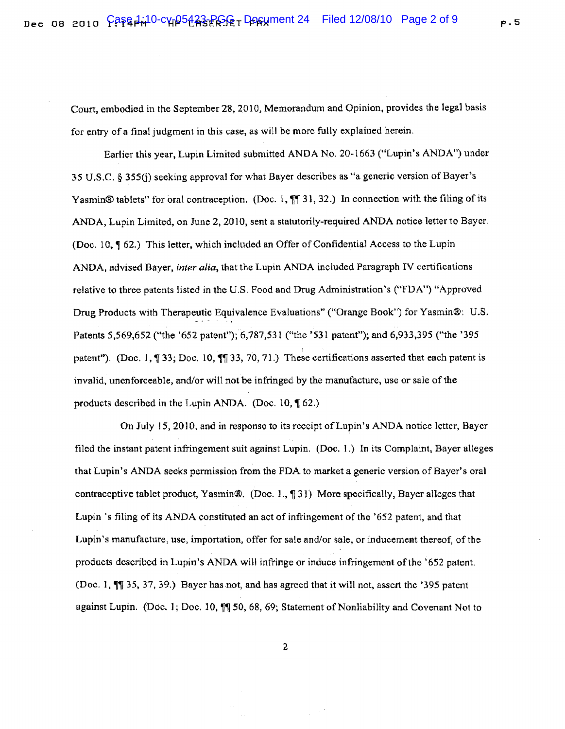Court, embodied in the September 28, 2010, Memorandum and Opinion, provides the legal basis for entry of a final judgment in this case, as will be more fully explained herein.

Earlier this year, Lupin Limited submitted ANDA No. 20-1663 ("Lupin's ANDA") under 35 U.S.C. § 355(j) seeking approval for what Bayer describes as "a generic version of Bayer's Yasmin® tablets" for oral contraception. (Doc. 1, ¶¶ 31, 32.) In connection with the filing of its ANDA, Lupin Limited, on June 2, 2010, sent a statutorily-required ANDA notice letter to Bayer. (Doc. 10, ¶ 62.) This letter, which included an Offer of Confidential Access to the Lupin ANDA, advised Bayer, *inter alia*, that the Lupin ANDA included Paragraph IV certifications relative to three patents listed in the U.S. Food and Drug Administration's ("FDA") "Approved Drug Products with Therapeutic Equivalence Evaluations" ("Orange Book") for Yasmin®: U.S. Patents 5,569,652 ("the '652 patent"); 6,787,531 ("the '531 patent"); and 6,933,395 ("the '395 patent"). (Doc. 1, ¶ 33; Doc. 10, ¶¶ 33, 70, 71.) These certifications asserted that each patent is invalid, unenforceable, and/or will not be infringed by the manufacture, use or sale of the products described in the Lupin ANDA. (Doc. 10, ¶ 62.)

On July 15, 2010, and in response to its receipt of Lupin's ANDA notice letter, Bayer filed the instant patent infringement suit against Lupin. (Doc. 1.) In its Complaint, Bayer alleges that Lupin's ANDA seeks permission from the FDA to market a generic version of Bayer's oral contraceptive tablet product, Yasmin®. (Doc. 1., ¶ 31) More specifically, Bayer alleges that Lupin 's filing of its ANDA constituted an act of infringement of the '652 patent, and that Lupin's manufacture, use, importation, offer for sale and/or sale, or inducement thereof, of the products described in Lupin's ANDA will infringe or induce infringement of the '652 patent. (Doc. 1, ¶¶ 35, 37, 39.) Bayer has not, and has agreed that it will not, assert the '395 patent against Lupin. (Doc. 1; Doc. 10, ¶¶ 50, 68, 69; Statement of Nonliability and Covenant Not to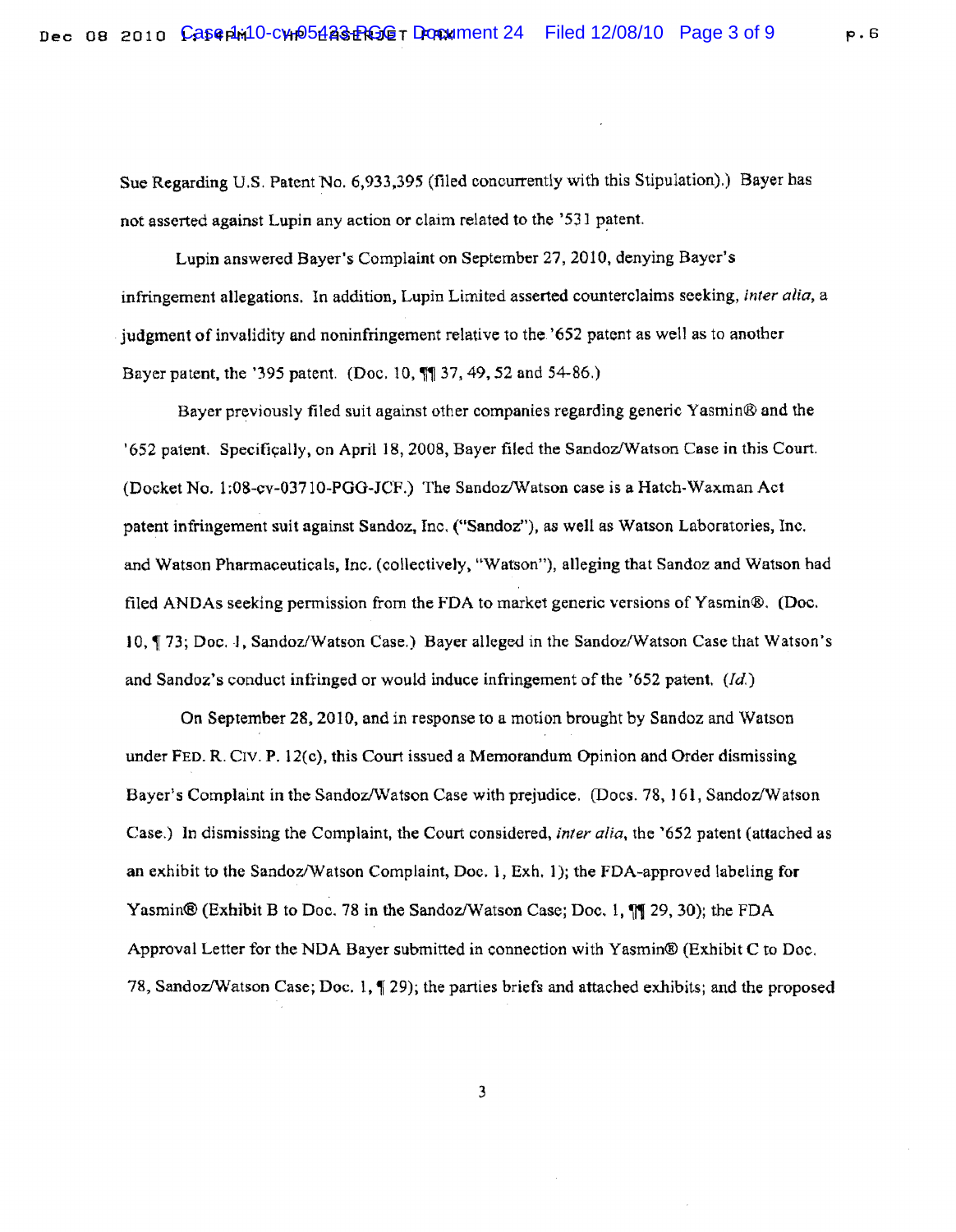Sue Regarding U.S. Patent No. 6,933,395 (filed concurrently with this Stipulation).) Bayer has not asserted against Lupin any action or claim related to the '531 patent.

Lupin answered Bayer's Complaint on September 27, 2010, denying Bayer's infringement allegations. In addition, Lupin Limited asserted counterclaims seeking, *inter alia*, a judgment of invalidity and noninfringement relative to the '652 patent as well as to another Bayer patent, the '395 patent. (Doc. 10, ¶¶ 37, 49, 52 and 54-86.)

Bayer previously filed suit against other companies regarding generic Yasmin® and the '652 patent. Specifically, on April 18, 2008, Bayer filed the Sandoz/Watson Case in this Court. (Docket No. 1:08-cv-03710-PGG-JCF.) The Sandoz/Watson case is a Hatch-Waxman Act patent infringement suit against Sandoz, Inc. ("Sandoz"), as well as Watson Laboratories, Inc. and Watson Pharmaceuticals, Inc. (collectively, "Watson"), alleging that Sandoz and Watson had filed ANDAs seeking permission from the FDA to market generic versions of Yasmin®. (Doc. 10, ¶ 73; Doc. 1, Sandoz/Watson Case.) Bayer alleged in the Sandoz/Watson Case that Watson's and Sandoz's conduct infringed or would induce infringement of the '652 patent. (*Id.*)

On September 28, 2010, and in response to a motion brought by Sandoz and Watson under FED. R. CIV. P. 12(c), this Court issued a Memorandum Opinion and Order dismissing Bayer's Complaint in the Sandoz/Watson Case with prejudice. (Docs. 78, 161, Sandoz/Watson Case.) In dismissing the Complaint, the Court considered, *inter alia*, the '652 patent (attached as an exhibit to the Sandoz/Watson Complaint, Doc. 1, Exh. 1); the FDA-approved labeling for Yasmin® (Exhibit B to Doc. 78 in the Sandoz/Watson Case; Doc. 1, ¶¶ 29, 30); the FDA Approval Letter for the NDA Bayer submitted in connection with Yasmin® (Exhibit C to Doc. 78, Sandoz/Watson Case; Doc. 1, ¶ 29); the parties briefs and attached exhibits; and the proposed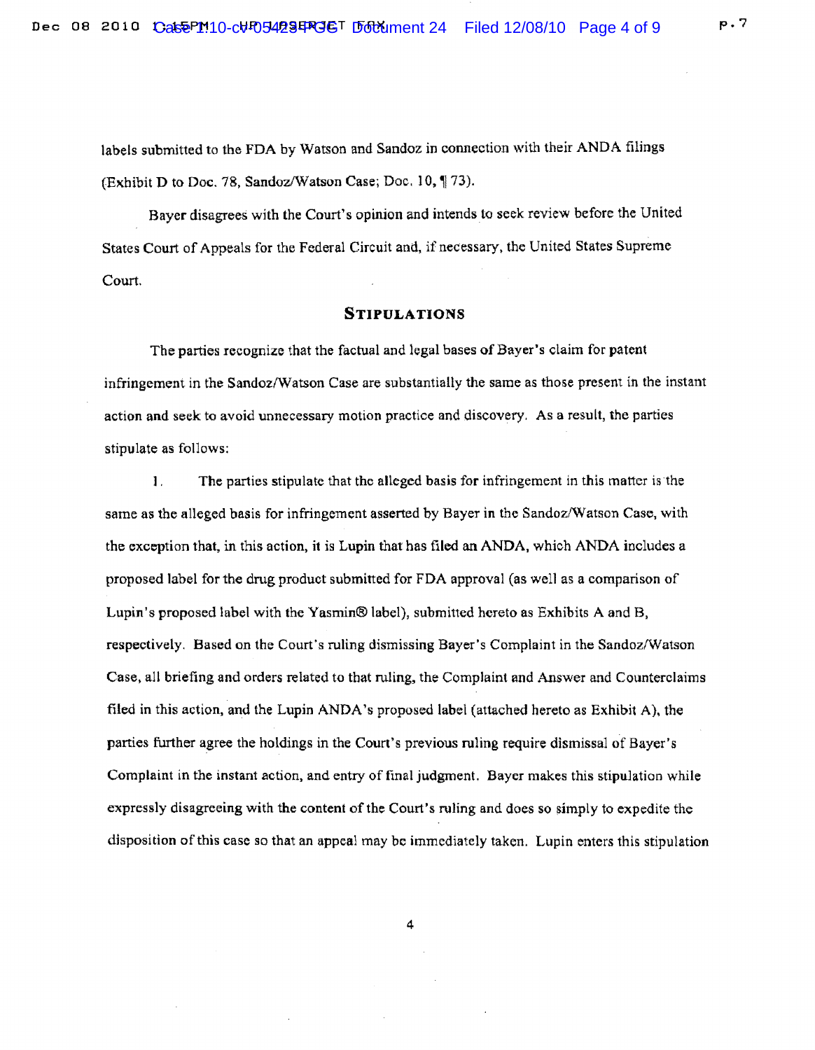labels submitted to the FDA by Watson and Sandoz in connection with their ANDA filings (Exhibit D to Doc. 78, Sandoz/Watson Case; Doc. 10, ¶ 73).

Bayer disagrees with the Court's opinion and intends to seek review before the United States Court of Appeals for the Federal Circuit and, if necessary, the United States Supreme Court.

## STIPULATIONS

The parties recognize that the factual and legal bases of Bayer's claim for patent infringement in the Sandoz/Watson Case are substantially the same as those present in the instant action and seek to avoid unnecessary motion practice and discovery. As a result, the parties stipulate as follows:

1. The parties stipulate that the alleged basis for infringement in this matter is the same as the alleged basis for infringement asserted by Bayer in the Sandoz/Watson Case, with the exception that, in this action, it is Lupin that has filed an ANDA, which ANDA includes a proposed label for the drug product submitted for FDA approval (as well as a comparison of Lupin's proposed label with the Yasmin® label), submitted hereto as Exhibits A and B, respectively. Based on the Court's ruling dismissing Bayer's Complaint in the Sandoz/Watson Case, all briefing and orders related to that ruling, the Complaint and Answer and Counterclaims filed in this action, and the Lupin ANDA's proposed label (attached hereto as Exhibit A), the parties further agree the holdings in the Court's previous ruling require dismissal of Bayer's Complaint in the instant action, and entry of final judgment. Bayer makes this stipulation while expressly disagreeing with the content of the Court's ruling and does so simply to expedite the disposition of this case so that an appeal may be immediately taken. Lupin enters this stipulation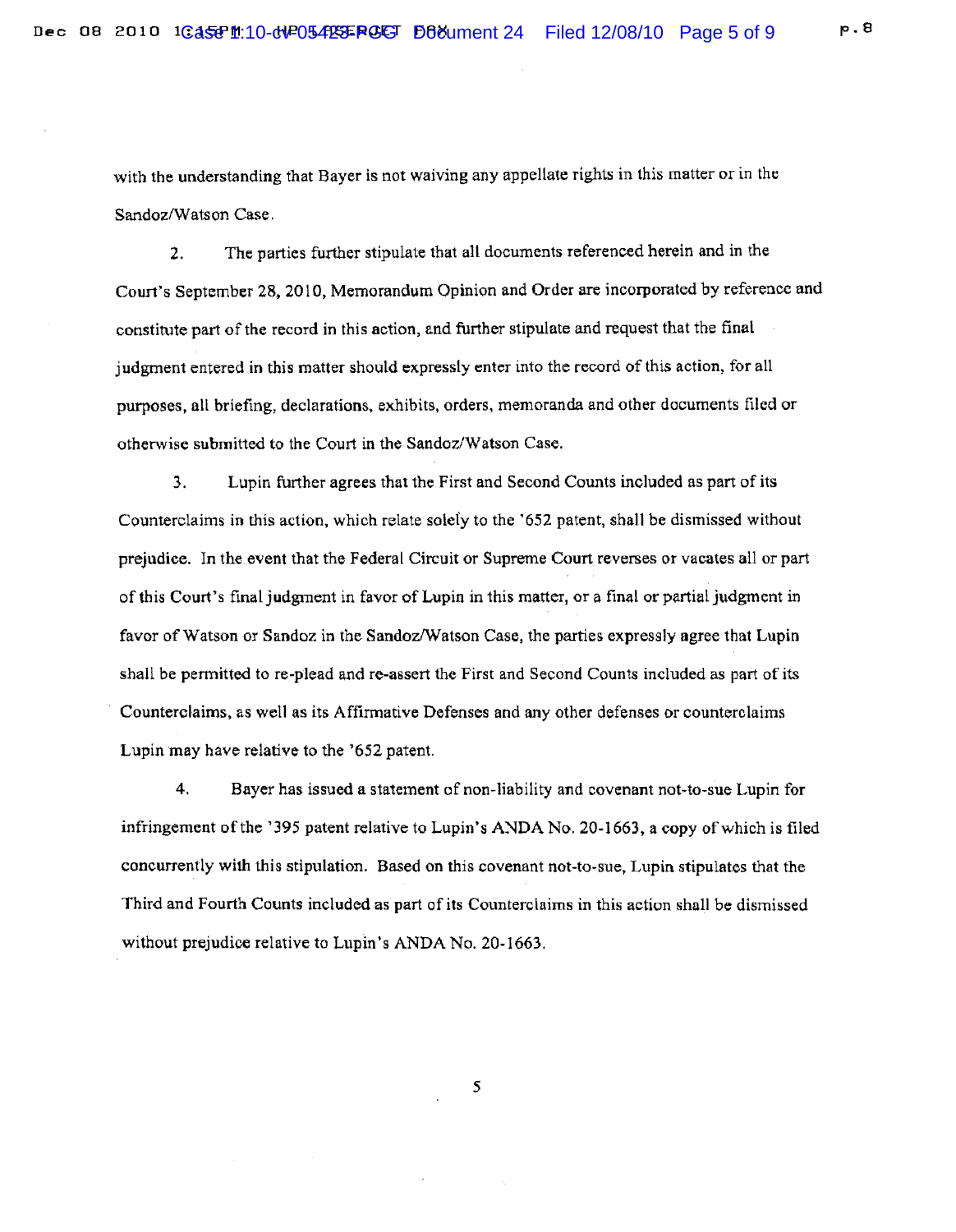with the understanding that Bayer is not waiving any appellate rights in this matter or in the Sandoz/Watson Case.

2. The parties further stipulate that all documents referenced herein and in the Court's September 28, 2010, Memorandum Opinion and Order are incorporated by reference and constitute part of the record in this action, and further stipulate and request that the final judgment entered in this matter should expressly enter into the record of this action, for all purposes, all briefing, declarations, exhibits, orders, memoranda and other documents filed or otherwise submitted to the Court in the Sandoz/Watson Case.

3. Lupin further agrees that the First and Second Counts included as part of its Counterclaims in this action, which relate solely to the '652 patent, shall be dismissed without prejudice. In the event that the Federal Circuit or Supreme Court reverses or vacates all or part of this Court's final judgment in favor of Lupin in this matter, or a final or partial judgment in favor of Watson or Sandoz in the Sandoz/Watson Case, the parties expressly agree that Lupin shall be permitted to re-plead and re-assert the First and Second Counts included as part of its Counterclaims, as well as its Affirmative Defenses and any other defenses or counterclaims Lupin may have relative to the '652 patent.

4. Bayer has issued a statement of non-liability and covenant not-to-sue Lupin for infringement of the '395 patent relative to Lupin's ANDA No. 20-1663, a copy of which is filed concurrently with this stipulation. Based on this covenant not-to-sue, Lupin stipulates that the Third and Fourth Counts included as part of its Counterclaims in this action shall be dismissed without prejudice relative to Lupin's ANDA No. 20-1663.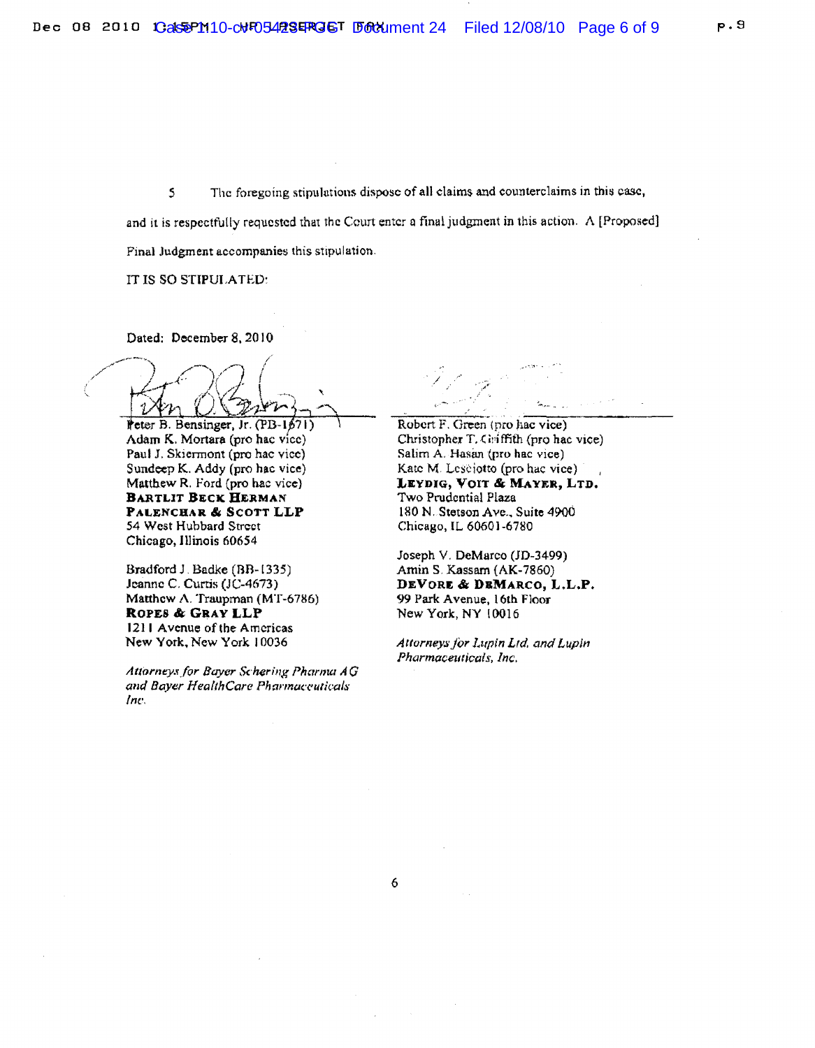5 The foregoing stipulations dispose of all claims and counterclaims in this case, and it is respectfully requested that the Court enter a final judgment in this action. A [Proposed] Final Judgment accompanies this stipulation.

IT IS SO STIPULATED:

Dated: December 8, 2010

Peter B. Bensinger, Jr. (PB-1671)
Adam K. Mortara (pro hac vice)
Paul J. Skiermont (pro hac vice)
Sundeep K. Addy (pro hac vice)
Matthew R. Ford (pro hac vice)
**BARTLIT BECK HERMAN PALENCHAR & SCOTT LLP**
54 West Hubbard Street
Chicago, Illinois 60654

Bradford J. Badke (BB-1335)
Jeanne C. Curtis (JC-4673)
Matthew A. Traupman (MT-6786)
**ROPES & GRAY LLP**
1211 Avenue of the Americas
New York, New York 10036

*Attorneys for Bayer Schering Pharma AG and Bayer HealthCare Pharmaceuticals Inc.*

Robert F. Green (pro hac vice)
Christopher T. Griffith (pro hac vice)
Salim A. Hasan (pro hac vice)
Kate M. Lesciotto (pro hac vice)
**LEYDIG, VOIT & MAYER, LTD.**
Two Prudential Plaza
180 N. Stetson Ave., Suite 4900
Chicago, IL 60601-6780

Joseph V. DeMarco (JD-3499)
Amin S. Kassam (AK-7860)
**DEVORE & DEMARCO, L.L.P.**
99 Park Avenue, 16th Floor
New York, NY 10016

*Attorneys for Lupin Ltd. and Lupin Pharmaceuticals, Inc.*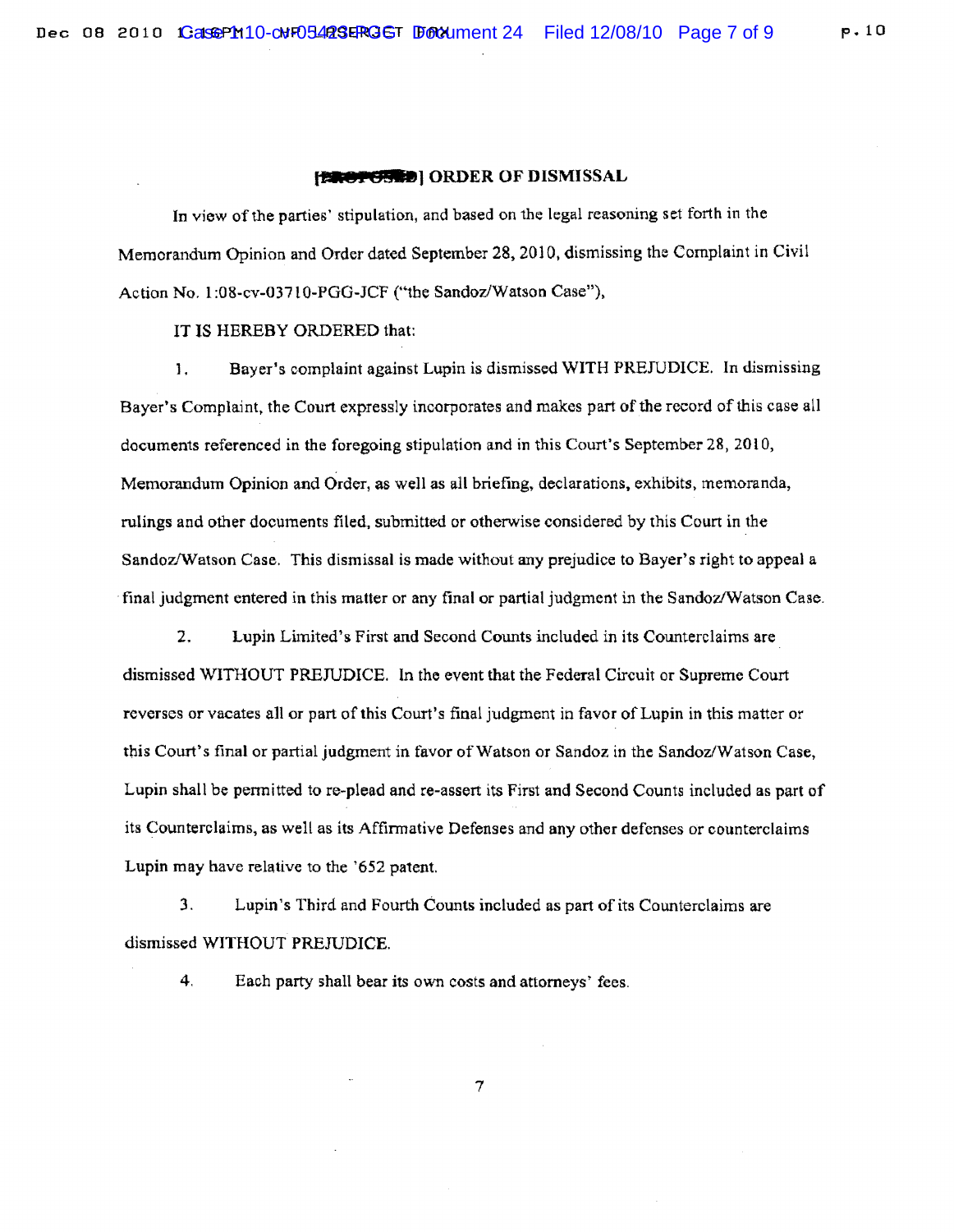# [PROPOSED] ORDER OF DISMISSAL

In view of the parties' stipulation, and based on the legal reasoning set forth in the Memorandum Opinion and Order dated September 28, 2010, dismissing the Complaint in Civil Action No. 1:08-cv-03710-PGG-JCF ("the Sandoz/Watson Case"),

IT IS HEREBY ORDERED that:

1. Bayer's complaint against Lupin is dismissed WITH PREJUDICE. In dismissing Bayer's Complaint, the Court expressly incorporates and makes part of the record of this case all documents referenced in the foregoing stipulation and in this Court's September 28, 2010, Memorandum Opinion and Order, as well as all briefing, declarations, exhibits, memoranda, rulings and other documents filed, submitted or otherwise considered by this Court in the Sandoz/Watson Case. This dismissal is made without any prejudice to Bayer's right to appeal a final judgment entered in this matter or any final or partial judgment in the Sandoz/Watson Case.

2. Lupin Limited's First and Second Counts included in its Counterclaims are dismissed WITHOUT PREJUDICE. In the event that the Federal Circuit or Supreme Court reverses or vacates all or part of this Court's final judgment in favor of Lupin in this matter or this Court's final or partial judgment in favor of Watson or Sandoz in the Sandoz/Watson Case, Lupin shall be permitted to re-plead and re-assert its First and Second Counts included as part of its Counterclaims, as well as its Affirmative Defenses and any other defenses or counterclaims Lupin may have relative to the '652 patent.

3. Lupin's Third and Fourth Counts included as part of its Counterclaims are dismissed WITHOUT PREJUDICE.

4. Each party shall bear its own costs and attorneys' fees.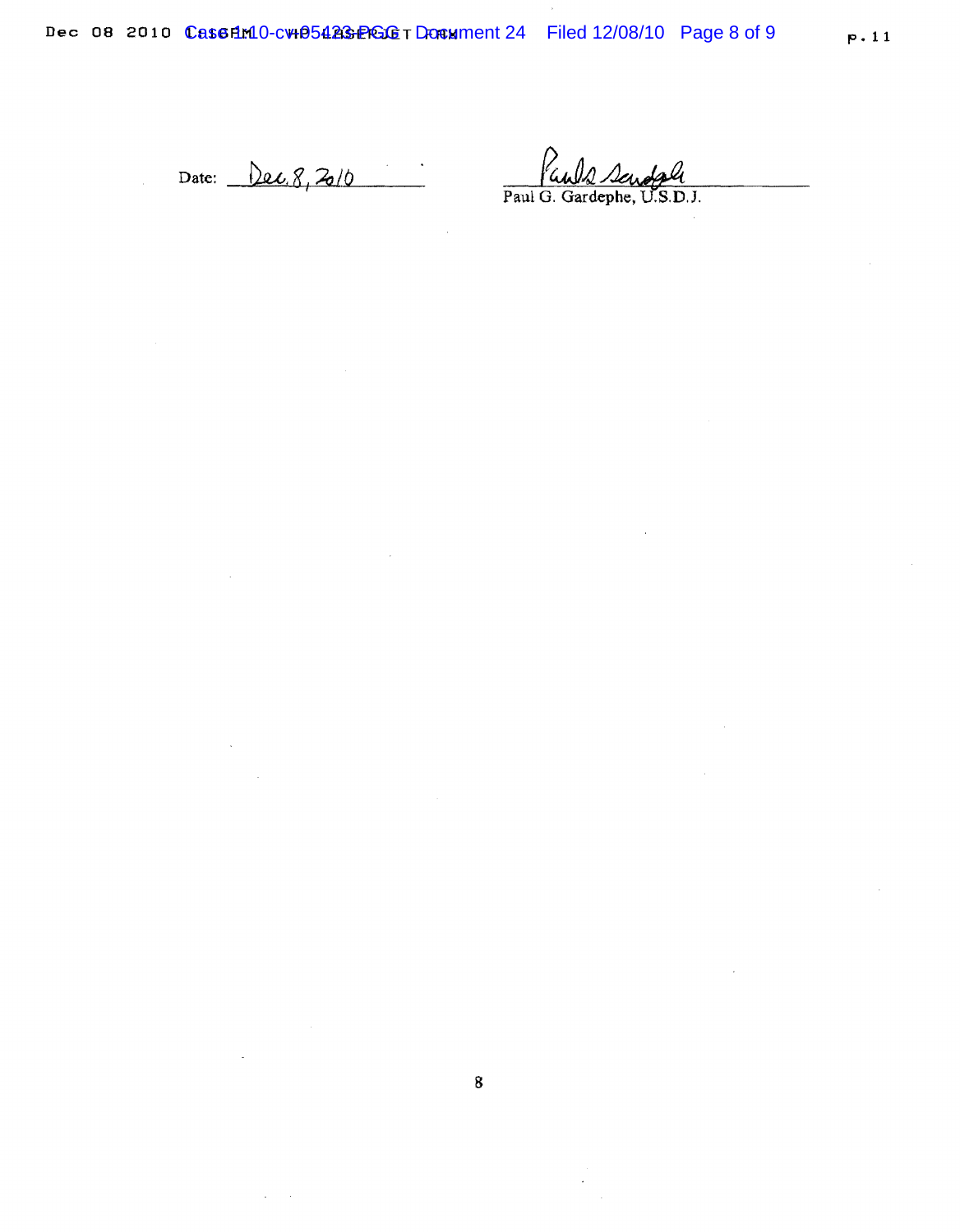Date: Dec. 8, 2010

Paul G. Gardephe, U.S.D.J.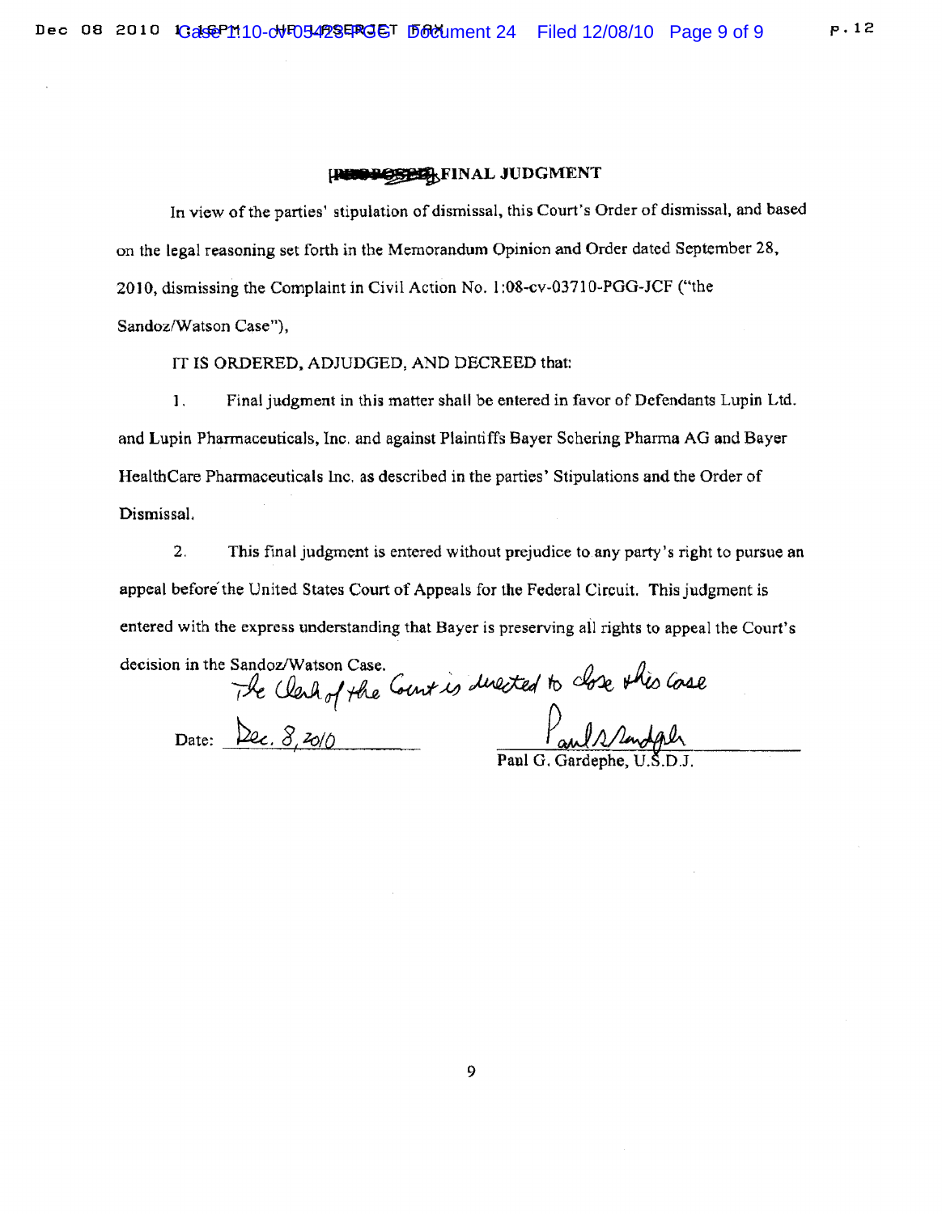## [PROPOSED] FINAL JUDGMENT

In view of the parties' stipulation of dismissal, this Court's Order of dismissal, and based on the legal reasoning set forth in the Memorandum Opinion and Order dated September 28, 2010, dismissing the Complaint in Civil Action No. 1:08-cv-03710-PGG-JCF ("the Sandoz/Watson Case"),

IT IS ORDERED, ADJUDGED, AND DECREED that:

1. Final judgment in this matter shall be entered in favor of Defendants Lupin Ltd. and Lupin Pharmaceuticals, Inc. and against Plaintiffs Bayer Schering Pharma AG and Bayer HealthCare Pharmaceuticals Inc. as described in the parties' Stipulations and the Order of Dismissal.

2. This final judgment is entered without prejudice to any party's right to pursue an appeal before the United States Court of Appeals for the Federal Circuit. This judgment is entered with the express understanding that Bayer is preserving all rights to appeal the Court's decision in the Sandoz/Watson Case.

The Clerk of the Court is directed to close this case

Date: Dec. 8, 2010

Paul G. Gardephe, U.S.D.J.